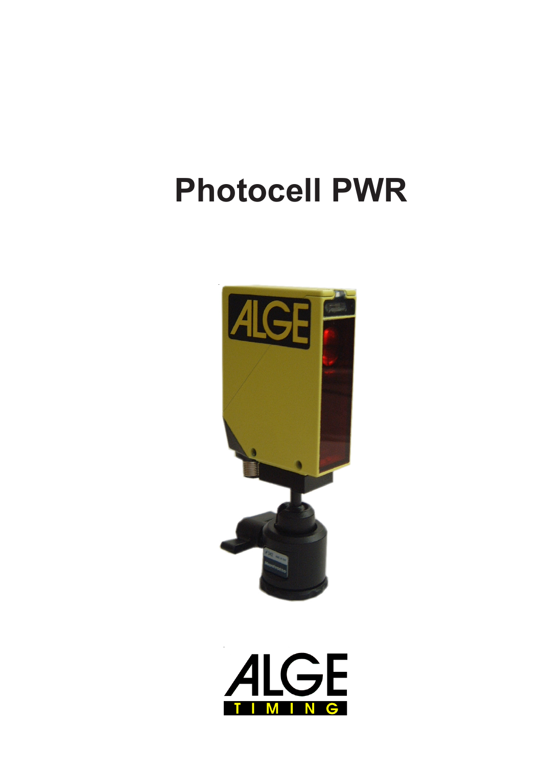# Photocell PWR

ALGE TIMING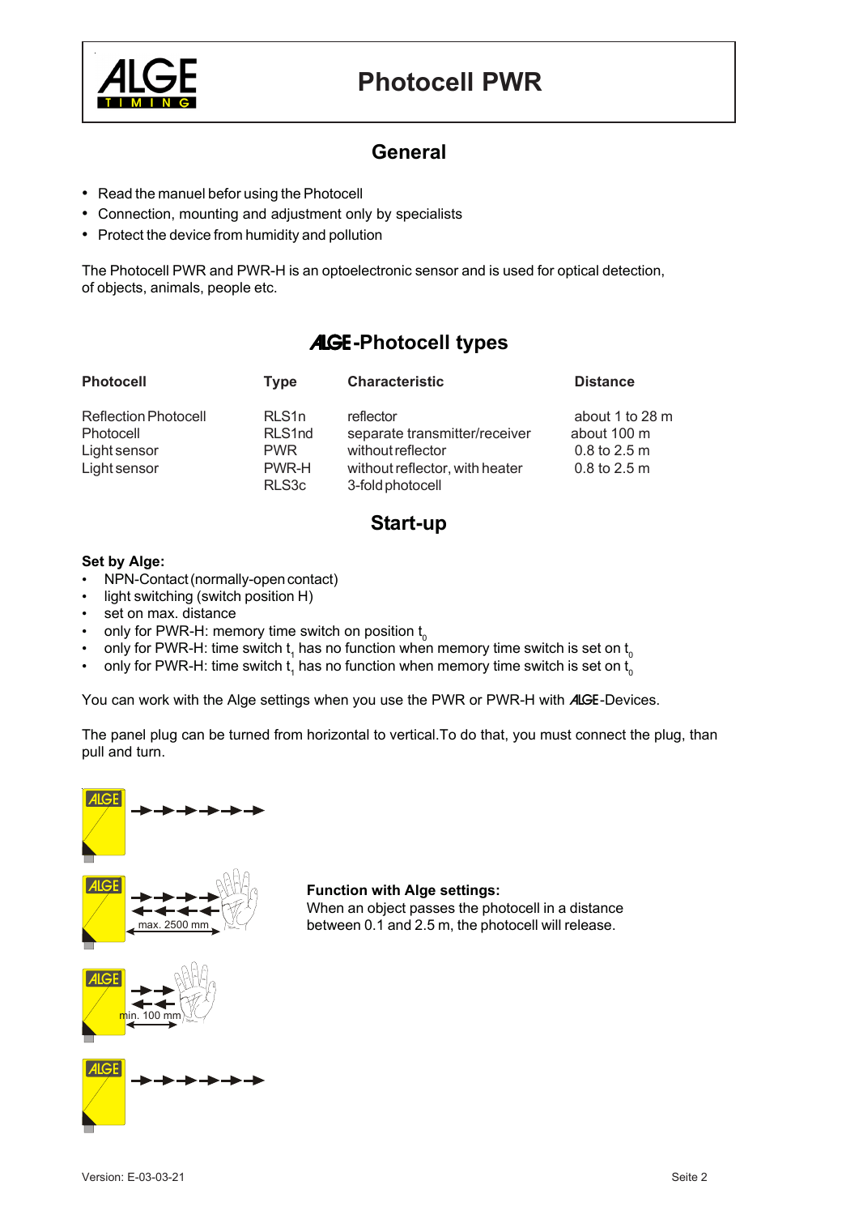# Photocell PWR

## General

- Read the manuel befor using the Photocell
- Connection, mounting and adjustment only by specialists
- Protect the device from humidity and pollution

The Photocell PWR and PWR-H is an optoelectronic sensor and is used for optical detection, of objects, animals, people etc.

## ALGE-Photocell types

| Photocell | Type | Characteristic | Distance |
|---|---|---|---|
| Reflection Photocell | RLS1n | reflector | about 1 to 28 m |
| Photocell | RLS1nd | separate transmitter/receiver | about 100 m |
| Light sensor | PWR | without reflector | 0.8 to 2.5 m |
| Light sensor | PWR-H | without reflector, with heater | 0.8 to 2.5 m |
| | RLS3c | 3-fold photocell | |

## Start-up

**Set by Alge:**

- NPN-Contact (normally-open contact)
- light switching (switch position H)
- set on max. distance
- only for PWR-H: memory time switch on position $t_0$
- only for PWR-H: time switch $t_1$ has no function when memory time switch is set on $t_0$
- only for PWR-H: time switch $t_1$ has no function when memory time switch is set on $t_0$

You can work with the Alge settings when you use the PWR or PWR-H with ALGE-Devices.

The panel plug can be turned from horizontal to vertical.To do that, you must connect the plug, than pull and turn.

max. 2500 mm

min. 100 mm

**Function with Alge settings:**
When an object passes the photocell in a distance between 0.1 and 2.5 m, the photocell will release.

Version: E-03-03-21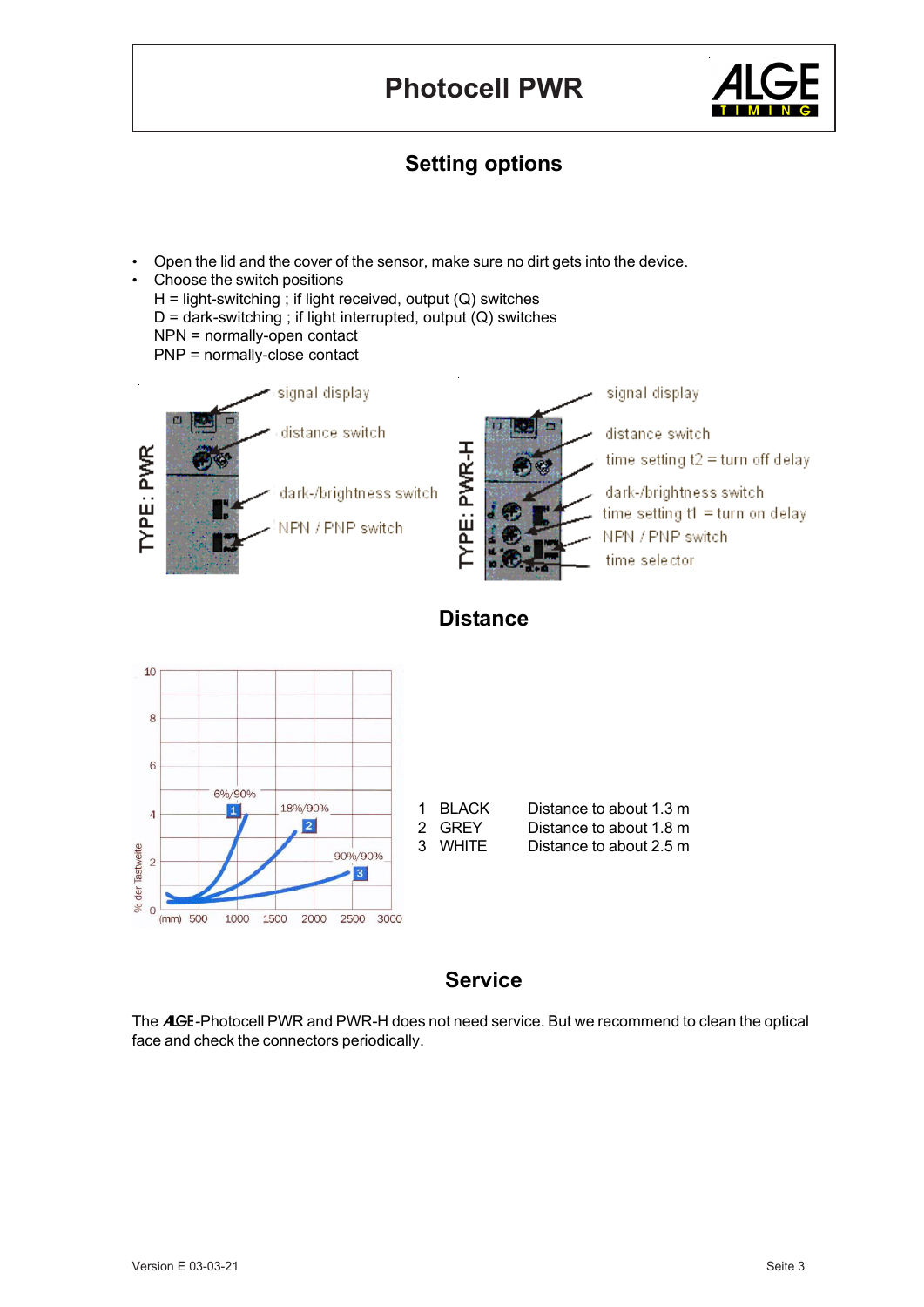# Photocell PWR

## Setting options

- Open the lid and the cover of the sensor, make sure no dirt gets into the device.
- Choose the switch positions
  H = light-switching ; if light received, output (Q) switches
  D = dark-switching ; if light interrupted, output (Q) switches
  NPN = normally-open contact
  PNP = normally-close contact

TYPE: PWR
- signal display
- distance switch
- dark-/brightness switch
- NPN / PNP switch

TYPE: PWR-H
- signal display
- distance switch
- time setting t2 = turn off delay
- dark-/brightness switch
- time setting t1 = turn on delay
- NPN / PNP switch
- time selector

## Distance

| | | |
|---|---|---|
| 1 | BLACK | Distance to about 1.3 m |
| 2 | GREY | Distance to about 1.8 m |
| 3 | WHITE | Distance to about 2.5 m |

## Service

The ALGE-Photocell PWR and PWR-H does not need service. But we recommend to clean the optical face and check the connectors periodically.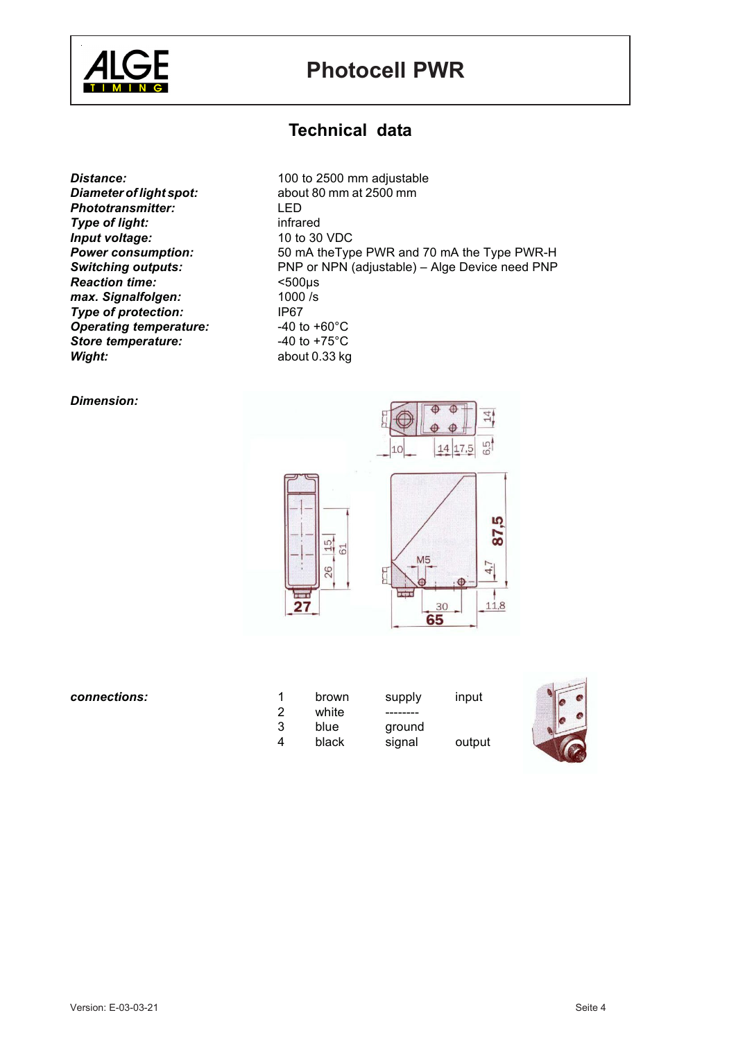# Photocell PWR

## Technical data

| | |
|---|---|
| ***Distance:*** | 100 to 2500 mm adjustable |
| ***Diameter of light spot:*** | about 80 mm at 2500 mm |
| ***Phototransmitter:*** | LED |
| ***Type of light:*** | infrared |
| ***Input voltage:*** | 10 to 30 VDC |
| ***Power consumption:*** | 50 mA theType PWR and 70 mA the Type PWR-H |
| ***Switching outputs:*** | PNP or NPN (adjustable) – Alge Device need PNP |
| ***Reaction time:*** | <500µs |
| ***max. Signalfolgen:*** | 1000 /s |
| ***Type of protection:*** | IP67 |
| ***Operating temperature:*** | -40 to +60°C |
| ***Store temperature:*** | -40 to +75°C |
| ***Wight:*** | about 0.33 kg |

***Dimension:***

10
14
17,5
14
6,5
27
15
61
26
87,5
M5
4,7
30
65
11,8

***connections:***

| | | | |
|---|---|---|---|
| 1 | brown | supply | input |
| 2 | white | -------- | |
| 3 | blue | ground | |
| 4 | black | signal | output |